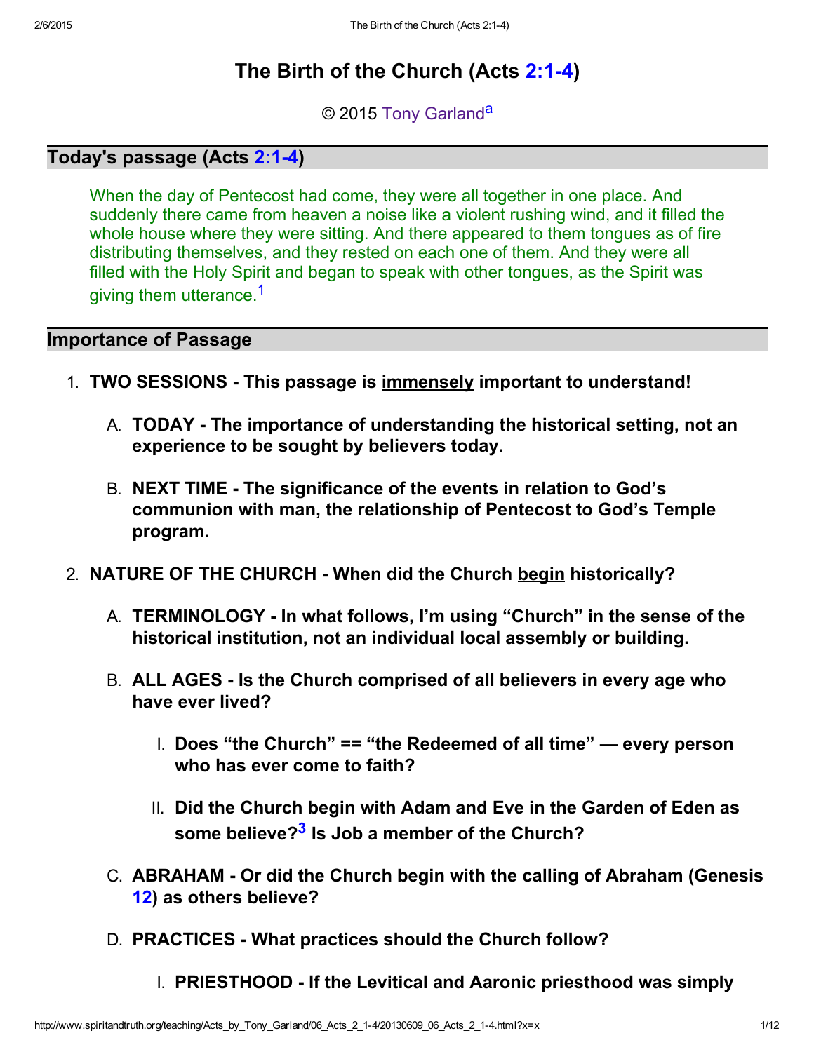# The Birth of the Church (Acts 2:1-4)

© 2015 Tony Garland[a]

## Today's passage (Acts 2:1-4)

When the day of Pentecost had come, they were all together in one place. And suddenly there came from heaven a noise like a violent rushing wind, and it filled the whole house where they were sitting. And there appeared to them tongues as of fire distributing themselves, and they rested on each one of them. And they were all filled with the Holy Spirit and began to speak with other tongues, as the Spirit was giving them utterance.[1]

## Importance of Passage

1. **TWO SESSIONS - This passage is immensely important to understand!**
   - A. **TODAY - The importance of understanding the historical setting, not an experience to be sought by believers today.**
   - B. **NEXT TIME - The significance of the events in relation to God's communion with man, the relationship of Pentecost to God's Temple program.**
2. **NATURE OF THE CHURCH - When did the Church begin historically?**
   - A. **TERMINOLOGY - In what follows, I'm using "Church" in the sense of the historical institution, not an individual local assembly or building.**
   - B. **ALL AGES - Is the Church comprised of all believers in every age who have ever lived?**
     - I. **Does "the Church" == "the Redeemed of all time" — every person who has ever come to faith?**
     - II. **Did the Church begin with Adam and Eve in the Garden of Eden as some believe?[3] Is Job a member of the Church?**
   - C. **ABRAHAM - Or did the Church begin with the calling of Abraham (Genesis 12) as others believe?**
   - D. **PRACTICES - What practices should the Church follow?**
     - I. **PRIESTHOOD - If the Levitical and Aaronic priesthood was simply**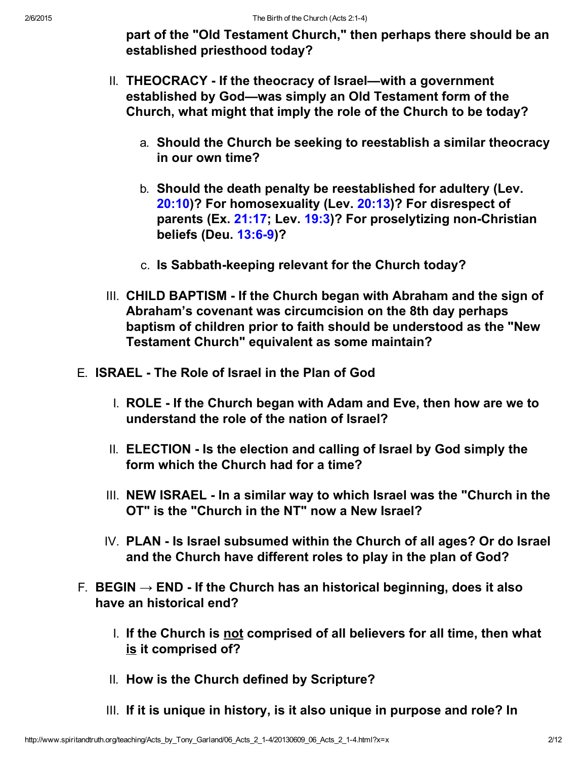part of the "Old Testament Church," then perhaps there should be an established priesthood today?**

II. **THEOCRACY - If the theocracy of Israel—with a government established by God—was simply an Old Testament form of the Church, what might that imply the role of the Church to be today?**

   a. **Should the Church be seeking to reestablish a similar theocracy in our own time?**

   b. **Should the death penalty be reestablished for adultery (Lev. 20:10)? For homosexuality (Lev. 20:13)? For disrespect of parents (Ex. 21:17; Lev. 19:3)? For proselytizing non-Christian beliefs (Deu. 13:6-9)?**

   c. **Is Sabbath-keeping relevant for the Church today?**

III. **CHILD BAPTISM - If the Church began with Abraham and the sign of Abraham's covenant was circumcision on the 8th day perhaps baptism of children prior to faith should be understood as the "New Testament Church" equivalent as some maintain?**

E. **ISRAEL - The Role of Israel in the Plan of God**

   I. **ROLE - If the Church began with Adam and Eve, then how are we to understand the role of the nation of Israel?**

   II. **ELECTION - Is the election and calling of Israel by God simply the form which the Church had for a time?**

   III. **NEW ISRAEL - In a similar way to which Israel was the "Church in the OT" is the "Church in the NT" now a New Israel?**

   IV. **PLAN - Is Israel subsumed within the Church of all ages? Or do Israel and the Church have different roles to play in the plan of God?**

F. **BEGIN → END - If the Church has an historical beginning, does it also have an historical end?**

   I. **If the Church is <u>not</u> comprised of all believers for all time, then what <u>is</u> it comprised of?**

   II. **How is the Church defined by Scripture?**

   III. **If it is unique in history, is it also unique in purpose and role? In**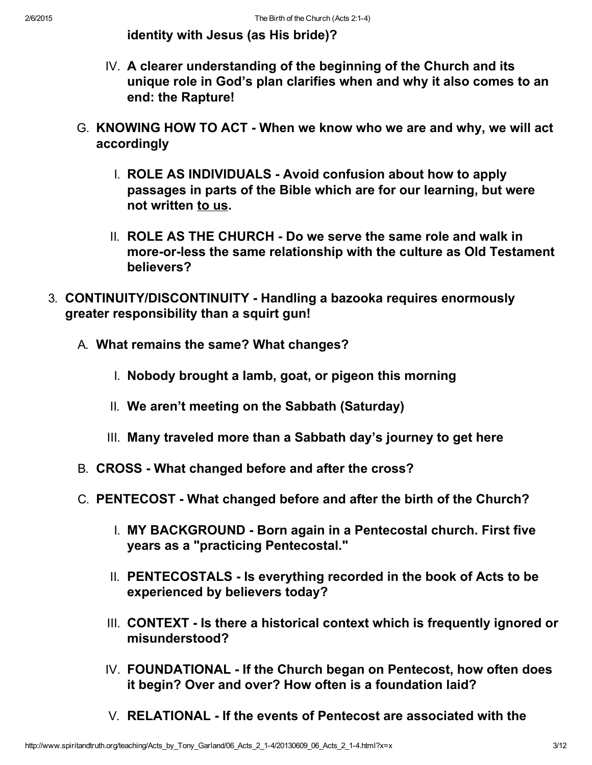**identity with Jesus (as His bride)?**

IV. **A clearer understanding of the beginning of the Church and its unique role in God's plan clarifies when and why it also comes to an end: the Rapture!**

G. **KNOWING HOW TO ACT - When we know who we are and why, we will act accordingly**

I. **ROLE AS INDIVIDUALS - Avoid confusion about how to apply passages in parts of the Bible which are for our learning, but were not written <u>to us</u>.**

II. **ROLE AS THE CHURCH - Do we serve the same role and walk in more-or-less the same relationship with the culture as Old Testament believers?**

3. **CONTINUITY/DISCONTINUITY - Handling a bazooka requires enormously greater responsibility than a squirt gun!**

A. **What remains the same? What changes?**

I. **Nobody brought a lamb, goat, or pigeon this morning**

II. **We aren't meeting on the Sabbath (Saturday)**

III. **Many traveled more than a Sabbath day's journey to get here**

B. **CROSS - What changed before and after the cross?**

C. **PENTECOST - What changed before and after the birth of the Church?**

I. **MY BACKGROUND - Born again in a Pentecostal church. First five years as a "practicing Pentecostal."**

II. **PENTECOSTALS - Is everything recorded in the book of Acts to be experienced by believers today?**

III. **CONTEXT - Is there a historical context which is frequently ignored or misunderstood?**

IV. **FOUNDATIONAL - If the Church began on Pentecost, how often does it begin? Over and over? How often is a foundation laid?**

V. **RELATIONAL - If the events of Pentecost are associated with the**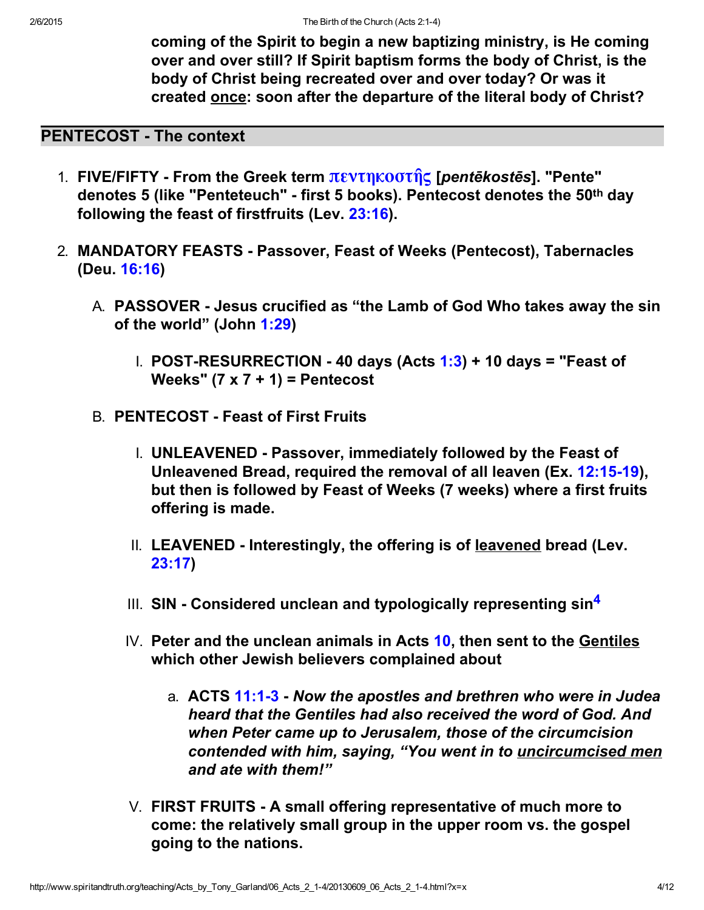**coming of the Spirit to begin a new baptizing ministry, is He coming over and over still? If Spirit baptism forms the body of Christ, is the body of Christ being recreated over and over today? Or was it created once: soon after the departure of the literal body of Christ?**

## PENTECOST - The context

1. **FIVE/FIFTY - From the Greek term πεντηκοστῆς [*pentēkostēs*]. "Pente" denotes 5 (like "Penteteuch" - first 5 books). Pentecost denotes the 50th day following the feast of firstfruits (Lev. 23:16).**
2. **MANDATORY FEASTS - Passover, Feast of Weeks (Pentecost), Tabernacles (Deu. 16:16)**
   - A. **PASSOVER - Jesus crucified as "the Lamb of God Who takes away the sin of the world" (John 1:29)**
     - I. **POST-RESURRECTION - 40 days (Acts 1:3) + 10 days = "Feast of Weeks" (7 x 7 + 1) = Pentecost**
   - B. **PENTECOST - Feast of First Fruits**
     - I. **UNLEAVENED - Passover, immediately followed by the Feast of Unleavened Bread, required the removal of all leaven (Ex. 12:15-19), but then is followed by Feast of Weeks (7 weeks) where a first fruits offering is made.**
     - II. **LEAVENED - Interestingly, the offering is of leavened bread (Lev. 23:17)**
     - III. **SIN - Considered unclean and typologically representing sin[4]**
     - IV. **Peter and the unclean animals in Acts 10, then sent to the Gentiles which other Jewish believers complained about**
       - a. **ACTS 11:1-3 - *Now the apostles and brethren who were in Judea heard that the Gentiles had also received the word of God. And when Peter came up to Jerusalem, those of the circumcision contended with him, saying, "You went in to uncircumcised men and ate with them!"***
     - V. **FIRST FRUITS - A small offering representative of much more to come: the relatively small group in the upper room vs. the gospel going to the nations.**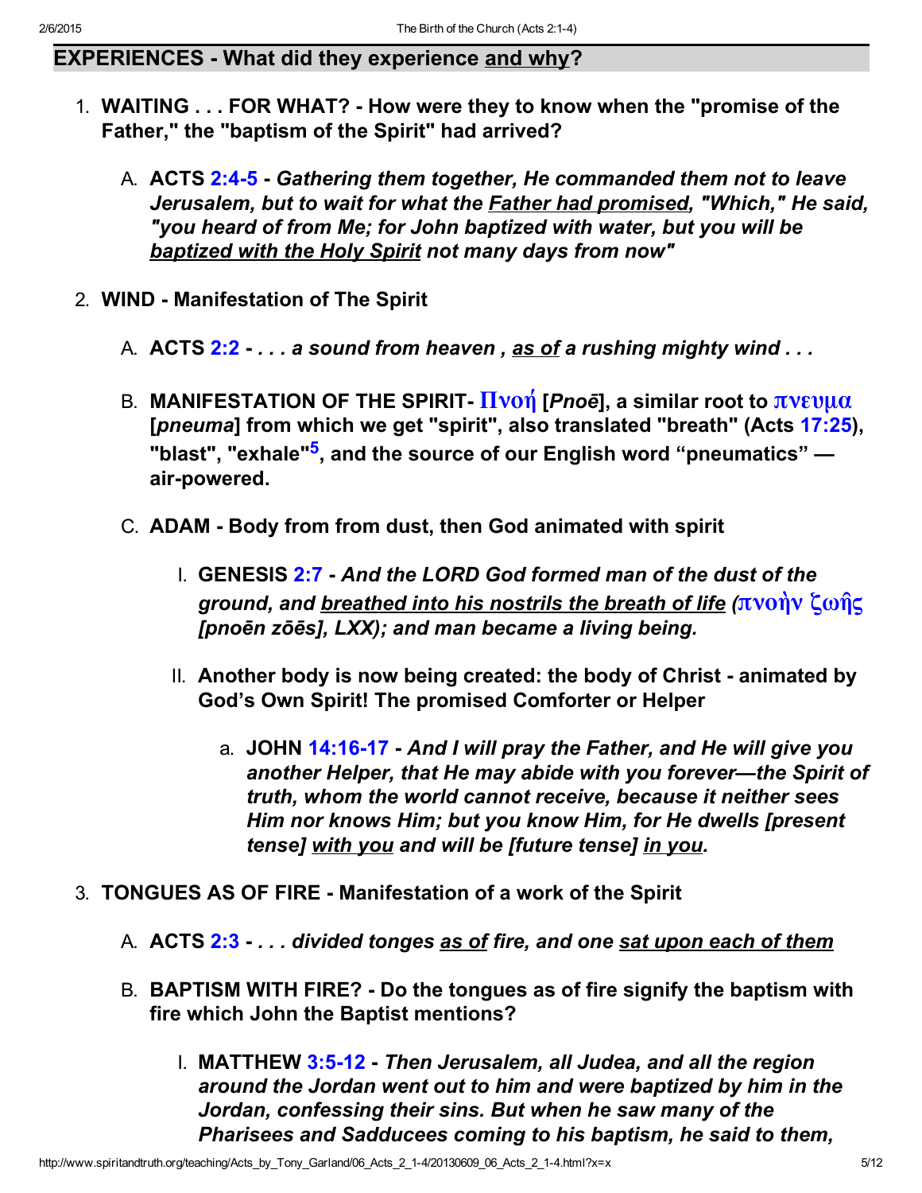## EXPERIENCES - What did they experience and why?

1. **WAITING . . . FOR WHAT? - How were they to know when the "promise of the Father," the "baptism of the Spirit" had arrived?**

   A. **ACTS 2:4-5 - *Gathering them together, He commanded them not to leave Jerusalem, but to wait for what the Father had promised, "Which," He said, "you heard of from Me; for John baptized with water, but you will be baptized with the Holy Spirit not many days from now"***

2. **WIND - Manifestation of The Spirit**

   A. **ACTS 2:2 - *. . . a sound from heaven , as of a rushing mighty wind . . .***

   B. **MANIFESTATION OF THE SPIRIT- Πνοή [*Pnoē*], a similar root to πνευμα [*pneuma*] from which we get "spirit", also translated "breath" (Acts 17:25), "blast", "exhale"[5], and the source of our English word "pneumatics" — air-powered.**

   C. **ADAM - Body from from dust, then God animated with spirit**

      I. **GENESIS 2:7 - *And the LORD God formed man of the dust of the ground, and breathed into his nostrils the breath of life (πνοὴν ζωῆς [pnoēn zōēs], LXX); and man became a living being.***

      II. **Another body is now being created: the body of Christ - animated by God's Own Spirit! The promised Comforter or Helper**

         a. **JOHN 14:16-17 - *And I will pray the Father, and He will give you another Helper, that He may abide with you forever—the Spirit of truth, whom the world cannot receive, because it neither sees Him nor knows Him; but you know Him, for He dwells [present tense] with you and will be [future tense] in you.***

3. **TONGUES AS OF FIRE - Manifestation of a work of the Spirit**

   A. **ACTS 2:3 - *. . . divided tonges as of fire, and one sat upon each of them***

   B. **BAPTISM WITH FIRE? - Do the tongues as of fire signify the baptism with fire which John the Baptist mentions?**

      I. **MATTHEW 3:5-12 - *Then Jerusalem, all Judea, and all the region around the Jordan went out to him and were baptized by him in the Jordan, confessing their sins. But when he saw many of the Pharisees and Sadducees coming to his baptism, he said to them,***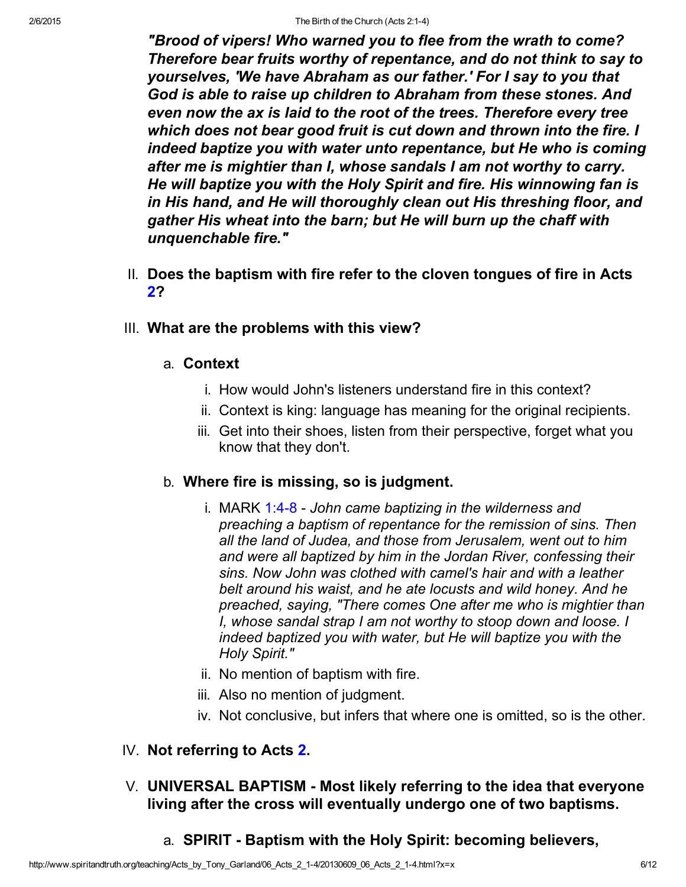***"Brood of vipers! Who warned you to flee from the wrath to come? Therefore bear fruits worthy of repentance, and do not think to say to yourselves, 'We have Abraham as our father.' For I say to you that God is able to raise up children to Abraham from these stones. And even now the ax is laid to the root of the trees. Therefore every tree which does not bear good fruit is cut down and thrown into the fire. I indeed baptize you with water unto repentance, but He who is coming after me is mightier than I, whose sandals I am not worthy to carry. He will baptize you with the Holy Spirit and fire. His winnowing fan is in His hand, and He will thoroughly clean out His threshing floor, and gather His wheat into the barn; but He will burn up the chaff with unquenchable fire."***

II. **Does the baptism with fire refer to the cloven tongues of fire in Acts 2?**

III. **What are the problems with this view?**

   a. **Context**

      i. How would John's listeners understand fire in this context?

      ii. Context is king: language has meaning for the original recipients.

      iii. Get into their shoes, listen from their perspective, forget what you know that they don't.

   b. **Where fire is missing, so is judgment.**

      i. MARK 1:4-8 - *John came baptizing in the wilderness and preaching a baptism of repentance for the remission of sins. Then all the land of Judea, and those from Jerusalem, went out to him and were all baptized by him in the Jordan River, confessing their sins. Now John was clothed with camel's hair and with a leather belt around his waist, and he ate locusts and wild honey. And he preached, saying, "There comes One after me who is mightier than I, whose sandal strap I am not worthy to stoop down and loose. I indeed baptized you with water, but He will baptize you with the Holy Spirit."*

      ii. No mention of baptism with fire.

      iii. Also no mention of judgment.

      iv. Not conclusive, but infers that where one is omitted, so is the other.

IV. **Not referring to Acts 2.**

V. **UNIVERSAL BAPTISM - Most likely referring to the idea that everyone living after the cross will eventually undergo one of two baptisms.**

   a. **SPIRIT - Baptism with the Holy Spirit: becoming believers,**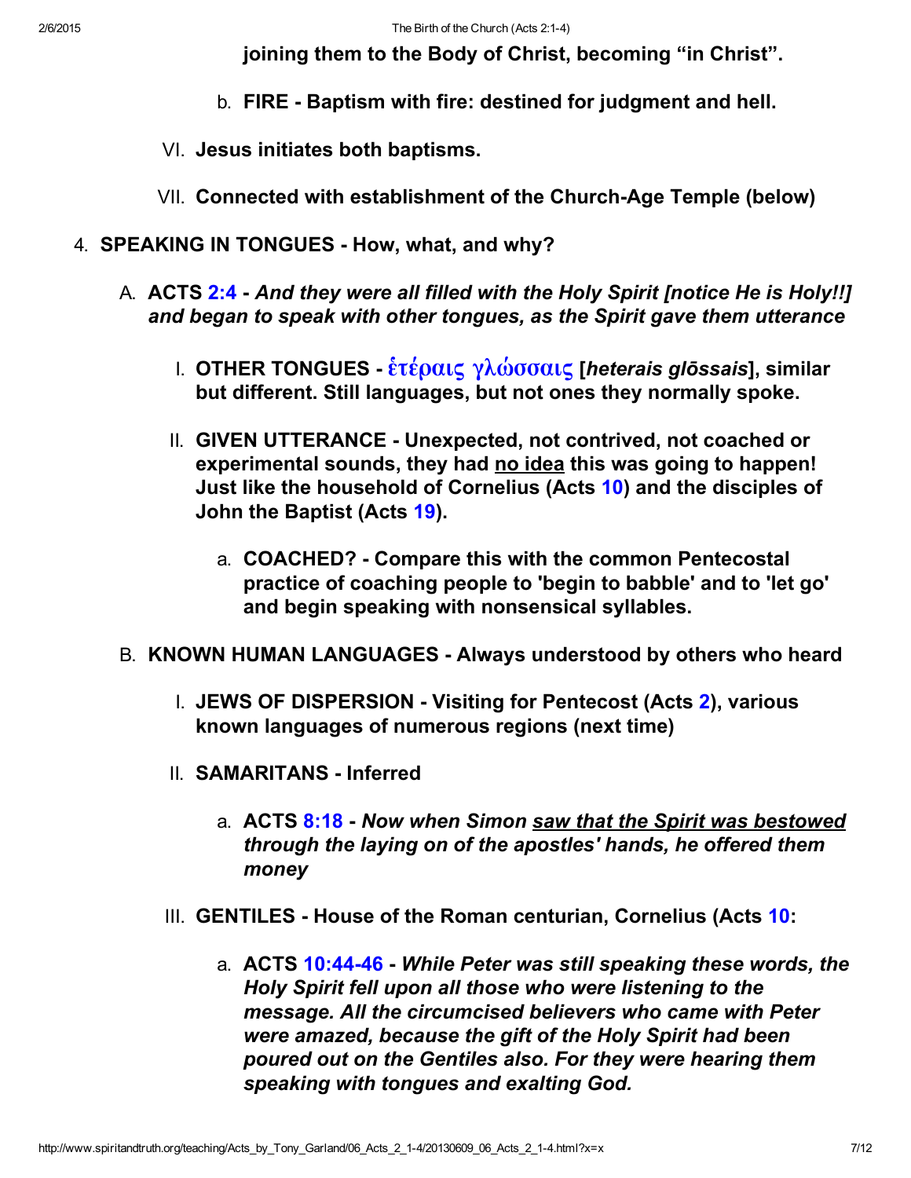**joining them to the Body of Christ, becoming "in Christ".**

b. **FIRE - Baptism with fire: destined for judgment and hell.**

VI. **Jesus initiates both baptisms.**

VII. **Connected with establishment of the Church-Age Temple (below)**

4. **SPEAKING IN TONGUES - How, what, and why?**

   A. **ACTS 2:4 - *And they were all filled with the Holy Spirit [notice He is Holy!!] and began to speak with other tongues, as the Spirit gave them utterance***

      I. **OTHER TONGUES - ἑτέραις γλώσσαις [*heterais glōssais*], similar but different. Still languages, but not ones they normally spoke.**

      II. **GIVEN UTTERANCE - Unexpected, not contrived, not coached or experimental sounds, they had <u>no idea</u> this was going to happen! Just like the household of Cornelius (Acts 10) and the disciples of John the Baptist (Acts 19).**

         a. **COACHED? - Compare this with the common Pentecostal practice of coaching people to 'begin to babble' and to 'let go' and begin speaking with nonsensical syllables.**

   B. **KNOWN HUMAN LANGUAGES - Always understood by others who heard**

      I. **JEWS OF DISPERSION - Visiting for Pentecost (Acts 2), various known languages of numerous regions (next time)**

      II. **SAMARITANS - Inferred**

         a. **ACTS 8:18 - *Now when Simon <u>saw that the Spirit was bestowed</u> through the laying on of the apostles' hands, he offered them money***

      III. **GENTILES - House of the Roman centurian, Cornelius (Acts 10:**

         a. **ACTS 10:44-46 - *While Peter was still speaking these words, the Holy Spirit fell upon all those who were listening to the message. All the circumcised believers who came with Peter were amazed, because the gift of the Holy Spirit had been poured out on the Gentiles also. For they were hearing them speaking with tongues and exalting God.***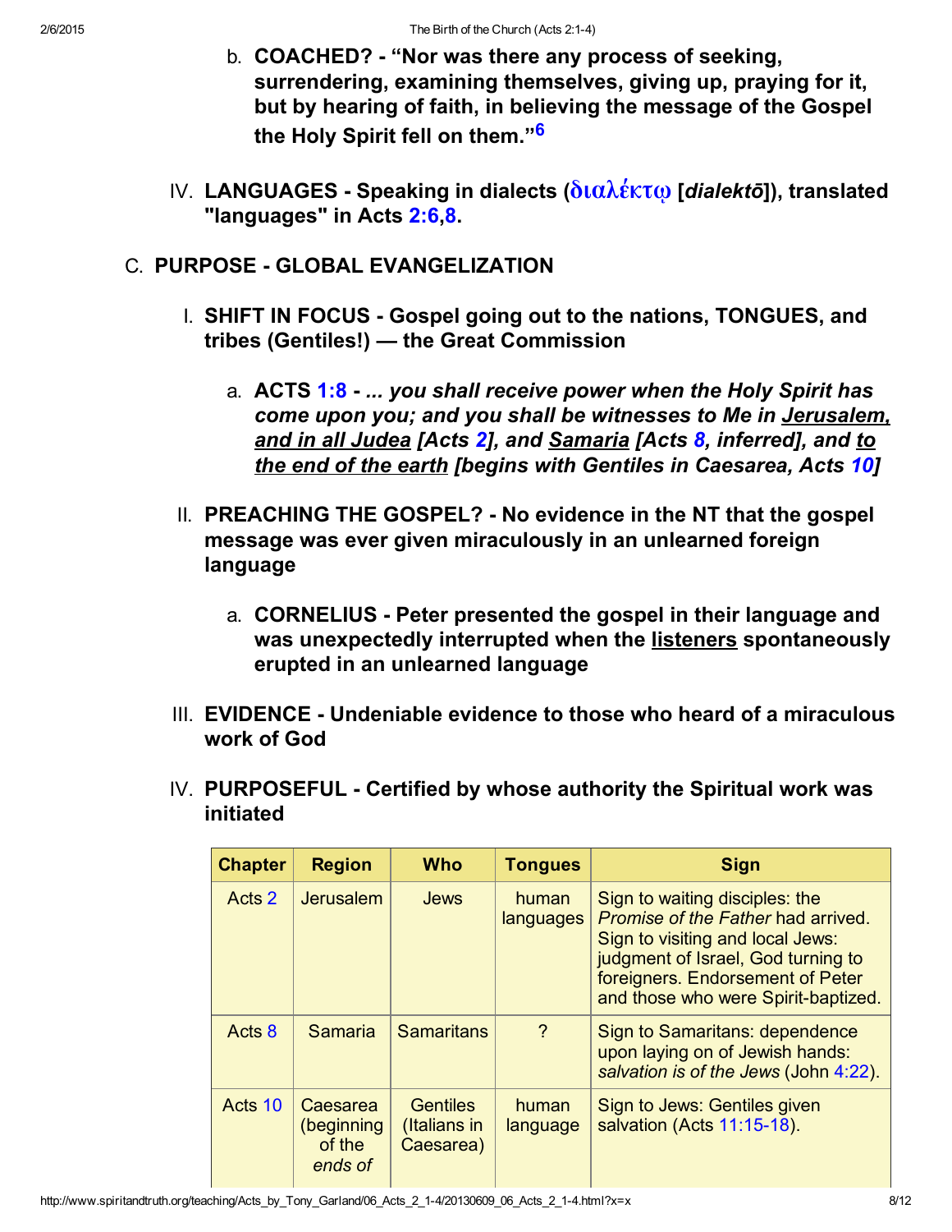b. **COACHED? - "Nor was there any process of seeking, surrendering, examining themselves, giving up, praying for it, but by hearing of faith, in believing the message of the Gospel the Holy Spirit fell on them."[6]**

IV. **LANGUAGES - Speaking in dialects (διαλέκτῳ [*dialektō*]), translated "languages" in Acts 2:6,8.**

C. **PURPOSE - GLOBAL EVANGELIZATION**

I. **SHIFT IN FOCUS - Gospel going out to the nations, TONGUES, and tribes (Gentiles!) — the Great Commission**

a. **ACTS 1:8 - *... you shall receive power when the Holy Spirit has come upon you; and you shall be witnesses to Me in Jerusalem, and in all Judea [Acts 2], and Samaria [Acts 8, inferred], and to the end of the earth [begins with Gentiles in Caesarea, Acts 10]***

II. **PREACHING THE GOSPEL? - No evidence in the NT that the gospel message was ever given miraculously in an unlearned foreign language**

a. **CORNELIUS - Peter presented the gospel in their language and was unexpectedly interrupted when the listeners spontaneously erupted in an unlearned language**

III. **EVIDENCE - Undeniable evidence to those who heard of a miraculous work of God**

IV. **PURPOSEFUL - Certified by whose authority the Spiritual work was initiated**

| Chapter | Region | Who | Tongues | Sign |
|---|---|---|---|---|
| Acts 2 | Jerusalem | Jews | human languages | Sign to waiting disciples: the *Promise of the Father* had arrived. Sign to visiting and local Jews: judgment of Israel, God turning to foreigners. Endorsement of Peter and those who were Spirit-baptized. |
| Acts 8 | Samaria | Samaritans | ? | Sign to Samaritans: dependence upon laying on of Jewish hands: *salvation is of the Jews* (John 4:22). |
| Acts 10 | Caesarea (beginning of the *ends of* | Gentiles (Italians in Caesarea) | human language | Sign to Jews: Gentiles given salvation (Acts 11:15-18). |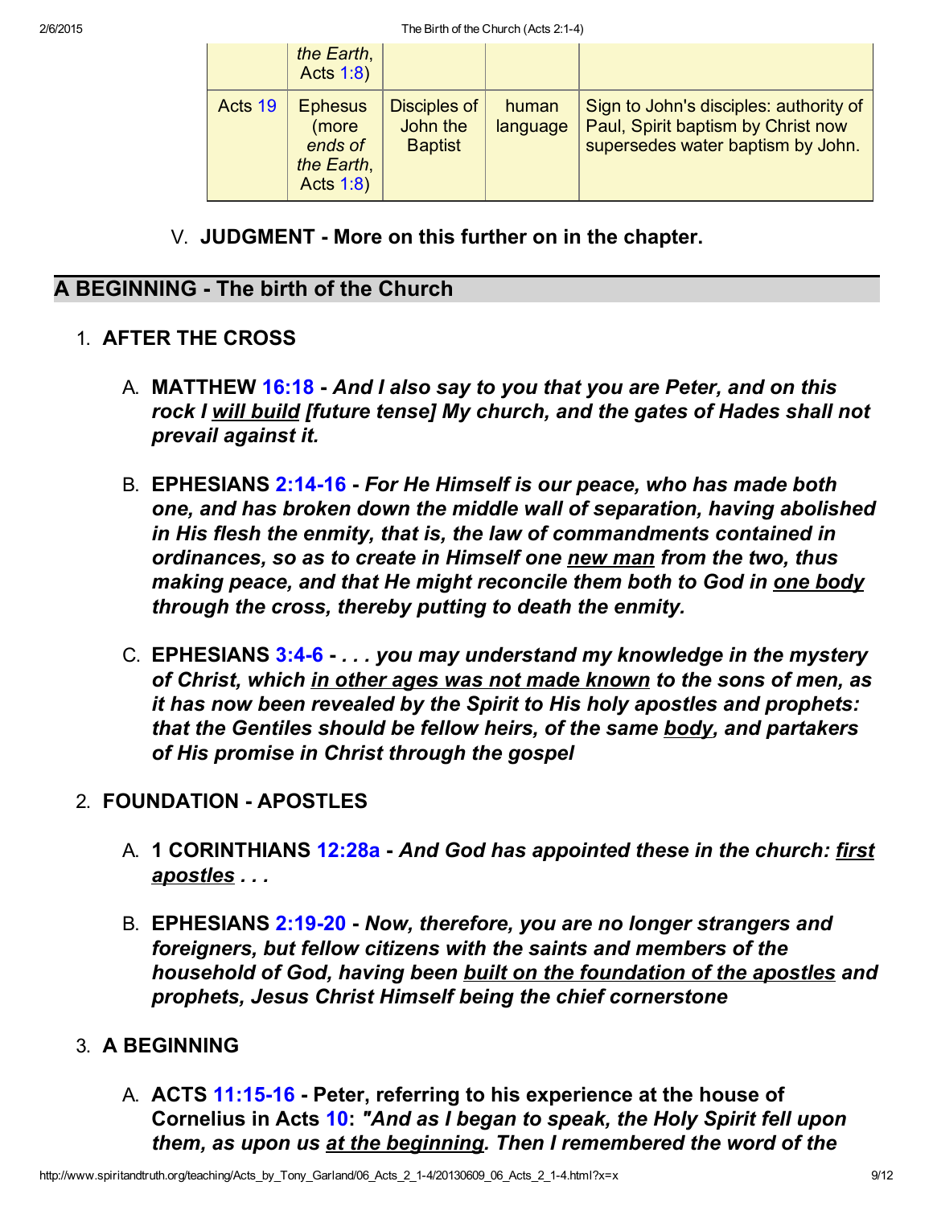| | | | | |
|---|---|---|---|---|
| | *the Earth*, Acts 1:8) | | | |
| Acts 19 | Ephesus (more *ends of the Earth*, Acts 1:8) | Disciples of John the Baptist | human language | Sign to John's disciples: authority of Paul, Spirit baptism by Christ now supersedes water baptism by John. |

V. **JUDGMENT - More on this further on in the chapter.**

## A BEGINNING - The birth of the Church

1. **AFTER THE CROSS**

   A. **MATTHEW 16:18 -** ***And I also say to you that you are Peter, and on this rock I <u>will build</u> [future tense] My church, and the gates of Hades shall not prevail against it.***

   B. **EPHESIANS 2:14-16 -** ***For He Himself is our peace, who has made both one, and has broken down the middle wall of separation, having abolished in His flesh the enmity, that is, the law of commandments contained in ordinances, so as to create in Himself one <u>new man</u> from the two, thus making peace, and that He might reconcile them both to God in <u>one body</u> through the cross, thereby putting to death the enmity.***

   C. **EPHESIANS 3:4-6 -** ***. . . you may understand my knowledge in the mystery of Christ, which <u>in other ages was not made known</u> to the sons of men, as it has now been revealed by the Spirit to His holy apostles and prophets: that the Gentiles should be fellow heirs, of the same <u>body</u>, and partakers of His promise in Christ through the gospel***

2. **FOUNDATION - APOSTLES**

   A. **1 CORINTHIANS 12:28a -** ***And God has appointed these in the church: <u>first apostles</u> . . .***

   B. **EPHESIANS 2:19-20 -** ***Now, therefore, you are no longer strangers and foreigners, but fellow citizens with the saints and members of the household of God, having been <u>built on the foundation of the apostles</u> and prophets, Jesus Christ Himself being the chief cornerstone***

3. **A BEGINNING**

   A. **ACTS 11:15-16 - Peter, referring to his experience at the house of Cornelius in Acts 10:** ***"And as I began to speak, the Holy Spirit fell upon them, as upon us <u>at the beginning</u>. Then I remembered the word of the***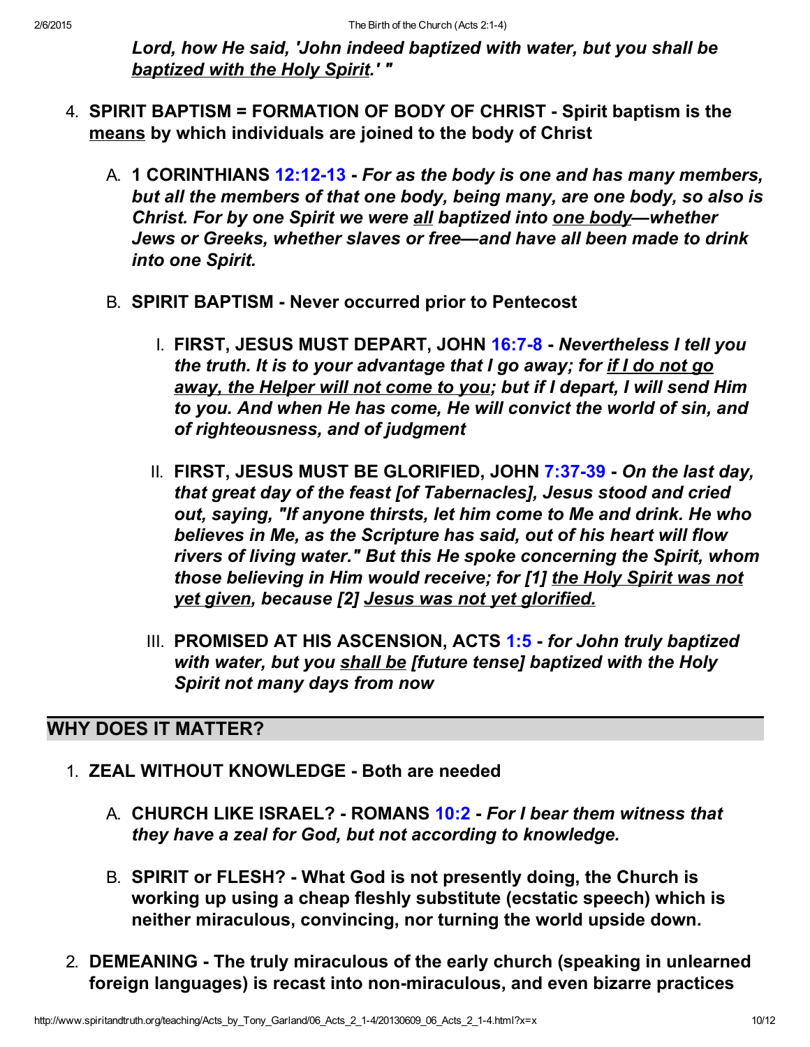***Lord, how He said, 'John indeed baptized with water, but you shall be <u>baptized with the Holy Spirit</u>.' "***

4. **SPIRIT BAPTISM = FORMATION OF BODY OF CHRIST - Spirit baptism is the <u>means</u> by which individuals are joined to the body of Christ**

   A. **1 CORINTHIANS 12:12-13 - *For as the body is one and has many members, but all the members of that one body, being many, are one body, so also is Christ. For by one Spirit we were <u>all</u> baptized into <u>one body</u>—whether Jews or Greeks, whether slaves or free—and have all been made to drink into one Spirit.***

   B. **SPIRIT BAPTISM - Never occurred prior to Pentecost**

      I. **FIRST, JESUS MUST DEPART, JOHN 16:7-8 - *Nevertheless I tell you the truth. It is to your advantage that I go away; for <u>if I do not go away, the Helper will not come to you</u>; but if I depart, I will send Him to you. And when He has come, He will convict the world of sin, and of righteousness, and of judgment***

      II. **FIRST, JESUS MUST BE GLORIFIED, JOHN 7:37-39 - *On the last day, that great day of the feast [of Tabernacles], Jesus stood and cried out, saying, "If anyone thirsts, let him come to Me and drink. He who believes in Me, as the Scripture has said, out of his heart will flow rivers of living water." But this He spoke concerning the Spirit, whom those believing in Him would receive; for [1] <u>the Holy Spirit was not yet given</u>, because [2] <u>Jesus was not yet glorified.</u>***

      III. **PROMISED AT HIS ASCENSION, ACTS 1:5 - *for John truly baptized with water, but you <u>shall be</u> [future tense] baptized with the Holy Spirit not many days from now***

## WHY DOES IT MATTER?

1. **ZEAL WITHOUT KNOWLEDGE - Both are needed**

   A. **CHURCH LIKE ISRAEL? - ROMANS 10:2 - *For I bear them witness that they have a zeal for God, but not according to knowledge.***

   B. **SPIRIT or FLESH? - What God is not presently doing, the Church is working up using a cheap fleshly substitute (ecstatic speech) which is neither miraculous, convincing, nor turning the world upside down.**

2. **DEMEANING - The truly miraculous of the early church (speaking in unlearned foreign languages) is recast into non-miraculous, and even bizarre practices**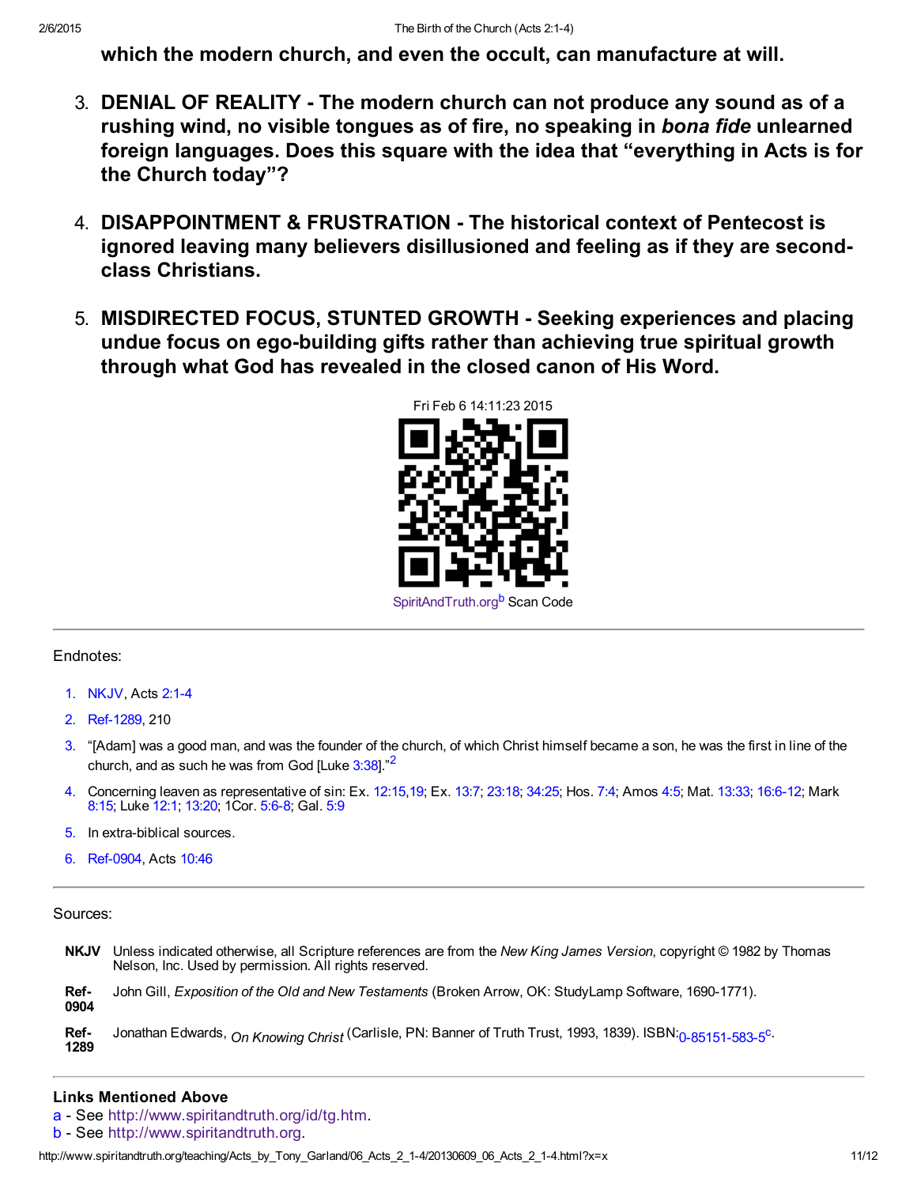**which the modern church, and even the occult, can manufacture at will.**

3. **DENIAL OF REALITY - The modern church can not produce any sound as of a rushing wind, no visible tongues as of fire, no speaking in *bona fide* unlearned foreign languages. Does this square with the idea that "everything in Acts is for the Church today"?**

4. **DISAPPOINTMENT & FRUSTRATION - The historical context of Pentecost is ignored leaving many believers disillusioned and feeling as if they are second-class Christians.**

5. **MISDIRECTED FOCUS, STUNTED GROWTH - Seeking experiences and placing undue focus on ego-building gifts rather than achieving true spiritual growth through what God has revealed in the closed canon of His Word.**

Fri Feb 6 14:11:23 2015

SpiritAndTruth.org[b] Scan Code

---

Endnotes:

1. NKJV, Acts 2:1-4
2. Ref-1289, 210
3. "[Adam] was a good man, and was the founder of the church, of which Christ himself became a son, he was the first in line of the church, and as such he was from God [Luke 3:38]."[2]
4. Concerning leaven as representative of sin: Ex. 12:15,19; Ex. 13:7; 23:18; 34:25; Hos. 7:4; Amos 4:5; Mat. 13:33; 16:6-12; Mark 8:15; Luke 12:1; 13:20; 1Cor. 5:6-8; Gal. 5:9
5. In extra-biblical sources.
6. Ref-0904, Acts 10:46

---

Sources:

**NKJV** Unless indicated otherwise, all Scripture references are from the *New King James Version*, copyright © 1982 by Thomas Nelson, Inc. Used by permission. All rights reserved.

**Ref-0904** John Gill, *Exposition of the Old and New Testaments* (Broken Arrow, OK: StudyLamp Software, 1690-1771).

**Ref-1289** Jonathan Edwards, *On Knowing Christ* (Carlisle, PN: Banner of Truth Trust, 1993, 1839). ISBN:0-85151-583-5[c].

---

### Links Mentioned Above

a - See http://www.spiritandtruth.org/id/tg.htm.
b - See http://www.spiritandtruth.org.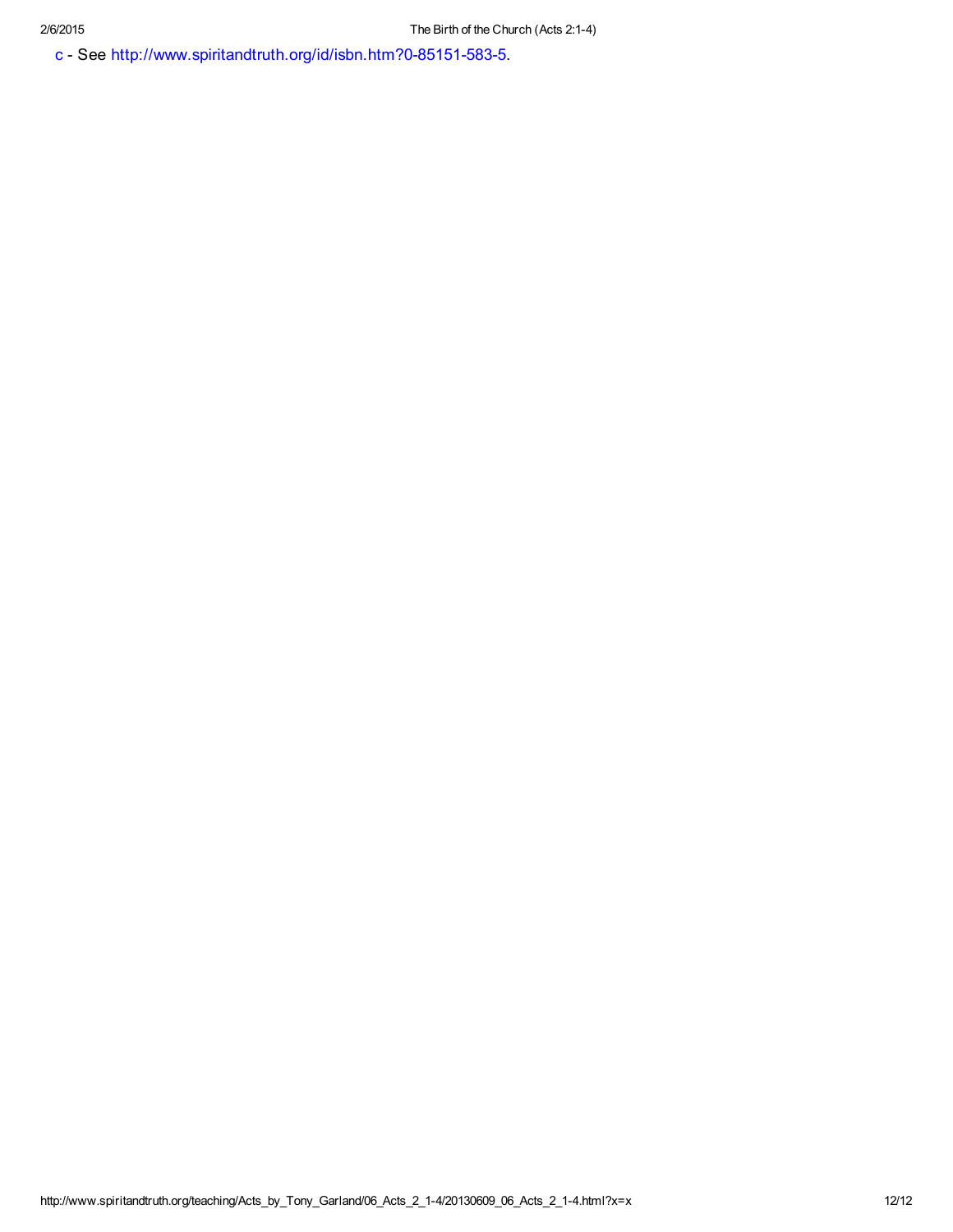c - See http://www.spiritandtruth.org/id/isbn.htm?0-85151-583-5.